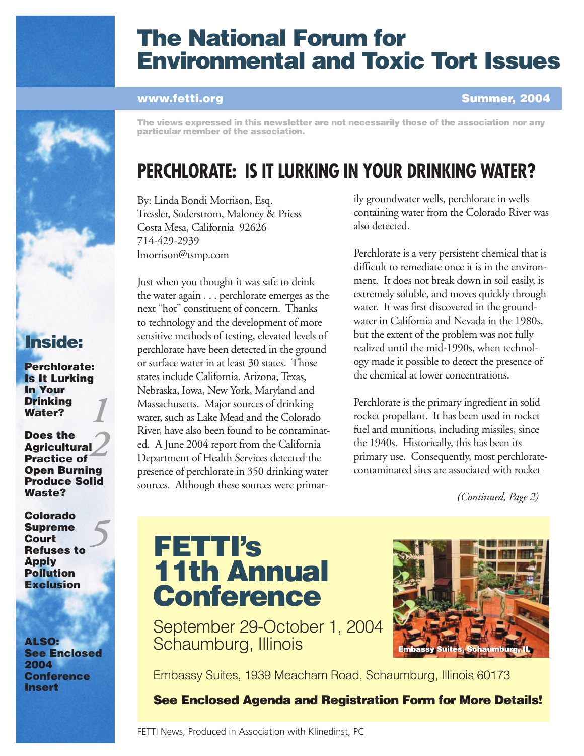# The National Forum for Environmental and Toxic Tort Issues

**www.fetti.org** **Summer, 2004**

**The views expressed in this newsletter are not necessarily those of the association nor any particular member of the association.**

## Inside:

**Perchlorate: Is It Lurking In Your Drinking Water?** *1*

**Does the Agricultural Practice of Open Burning Produce Solid Waste?** *2*

**Colorado Supreme Court Refuses to Apply Pollution Exclusion** *5*

**ALSO: See Enclosed 2004 Conference Insert**

## PERCHLORATE: IS IT LURKING IN YOUR DRINKING WATER?

By: Linda Bondi Morrison, Esq.
Tressler, Soderstrom, Maloney & Priess
Costa Mesa, California 92626
714-429-2939
lmorrison@tsmp.com

Just when you thought it was safe to drink the water again . . . perchlorate emerges as the next "hot" constituent of concern. Thanks to technology and the development of more sensitive methods of testing, elevated levels of perchlorate have been detected in the ground or surface water in at least 30 states. Those states include California, Arizona, Texas, Nebraska, Iowa, New York, Maryland and Massachusetts. Major sources of drinking water, such as Lake Mead and the Colorado River, have also been found to be contaminated. A June 2004 report from the California Department of Health Services detected the presence of perchlorate in 350 drinking water sources. Although these sources were primarily groundwater wells, perchlorate in wells containing water from the Colorado River was also detected.

Perchlorate is a very persistent chemical that is difficult to remediate once it is in the environment. It does not break down in soil easily, is extremely soluble, and moves quickly through water. It was first discovered in the groundwater in California and Nevada in the 1980s, but the extent of the problem was not fully realized until the mid-1990s, when technology made it possible to detect the presence of the chemical at lower concentrations.

Perchlorate is the primary ingredient in solid rocket propellant. It has been used in rocket fuel and munitions, including missiles, since the 1940s. Historically, this has been its primary use. Consequently, most perchlorate-contaminated sites are associated with rocket

*(Continued, Page 2)*

# FETTI's 11th Annual Conference

September 29-October 1, 2004
Schaumburg, Illinois

Embassy Suites, Schaumburg, IL

Embassy Suites, 1939 Meacham Road, Schaumburg, Illinois 60173

**See Enclosed Agenda and Registration Form for More Details!**

FETTI News, Produced in Association with Klinedinst, PC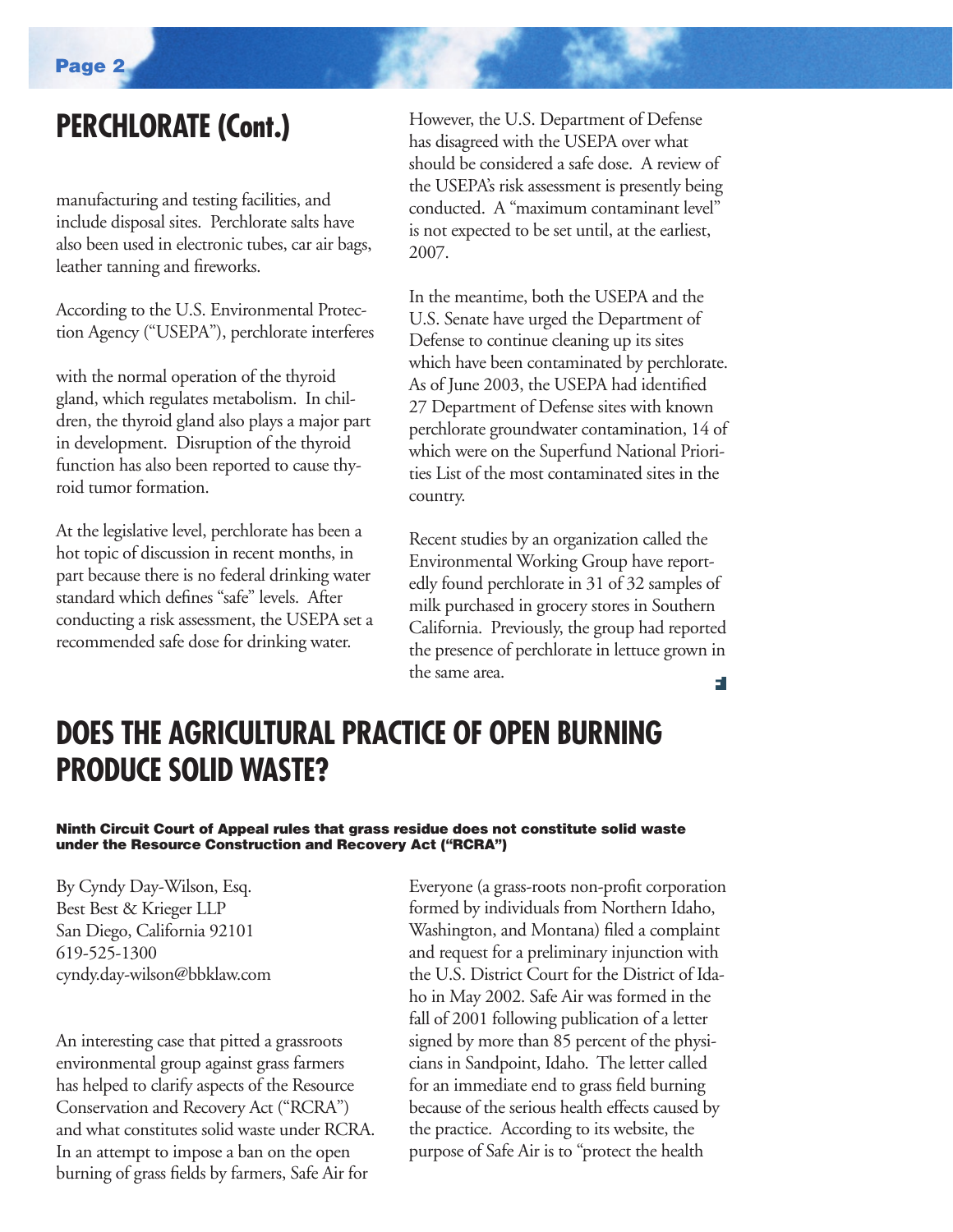## PERCHLORATE (Cont.)

manufacturing and testing facilities, and include disposal sites. Perchlorate salts have also been used in electronic tubes, car air bags, leather tanning and fireworks.

According to the U.S. Environmental Protection Agency ("USEPA"), perchlorate interferes with the normal operation of the thyroid gland, which regulates metabolism. In children, the thyroid gland also plays a major part in development. Disruption of the thyroid function has also been reported to cause thyroid tumor formation.

At the legislative level, perchlorate has been a hot topic of discussion in recent months, in part because there is no federal drinking water standard which defines "safe" levels. After conducting a risk assessment, the USEPA set a recommended safe dose for drinking water. However, the U.S. Department of Defense has disagreed with the USEPA over what should be considered a safe dose. A review of the USEPA's risk assessment is presently being conducted. A "maximum contaminant level" is not expected to be set until, at the earliest, 2007.

In the meantime, both the USEPA and the U.S. Senate have urged the Department of Defense to continue cleaning up its sites which have been contaminated by perchlorate. As of June 2003, the USEPA had identified 27 Department of Defense sites with known perchlorate groundwater contamination, 14 of which were on the Superfund National Priorities List of the most contaminated sites in the country.

Recent studies by an organization called the Environmental Working Group have reportedly found perchlorate in 31 of 32 samples of milk purchased in grocery stores in Southern California. Previously, the group had reported the presence of perchlorate in lettuce grown in the same area.

## DOES THE AGRICULTURAL PRACTICE OF OPEN BURNING PRODUCE SOLID WASTE?

**Ninth Circuit Court of Appeal rules that grass residue does not constitute solid waste under the Resource Construction and Recovery Act ("RCRA")**

By Cyndy Day-Wilson, Esq.
Best Best & Krieger LLP
San Diego, California 92101
619-525-1300
cyndy.day-wilson@bbklaw.com

An interesting case that pitted a grassroots environmental group against grass farmers has helped to clarify aspects of the Resource Conservation and Recovery Act ("RCRA") and what constitutes solid waste under RCRA. In an attempt to impose a ban on the open burning of grass fields by farmers, Safe Air for Everyone (a grass-roots non-profit corporation formed by individuals from Northern Idaho, Washington, and Montana) filed a complaint and request for a preliminary injunction with the U.S. District Court for the District of Idaho in May 2002. Safe Air was formed in the fall of 2001 following publication of a letter signed by more than 85 percent of the physicians in Sandpoint, Idaho. The letter called for an immediate end to grass field burning because of the serious health effects caused by the practice. According to its website, the purpose of Safe Air is to "protect the health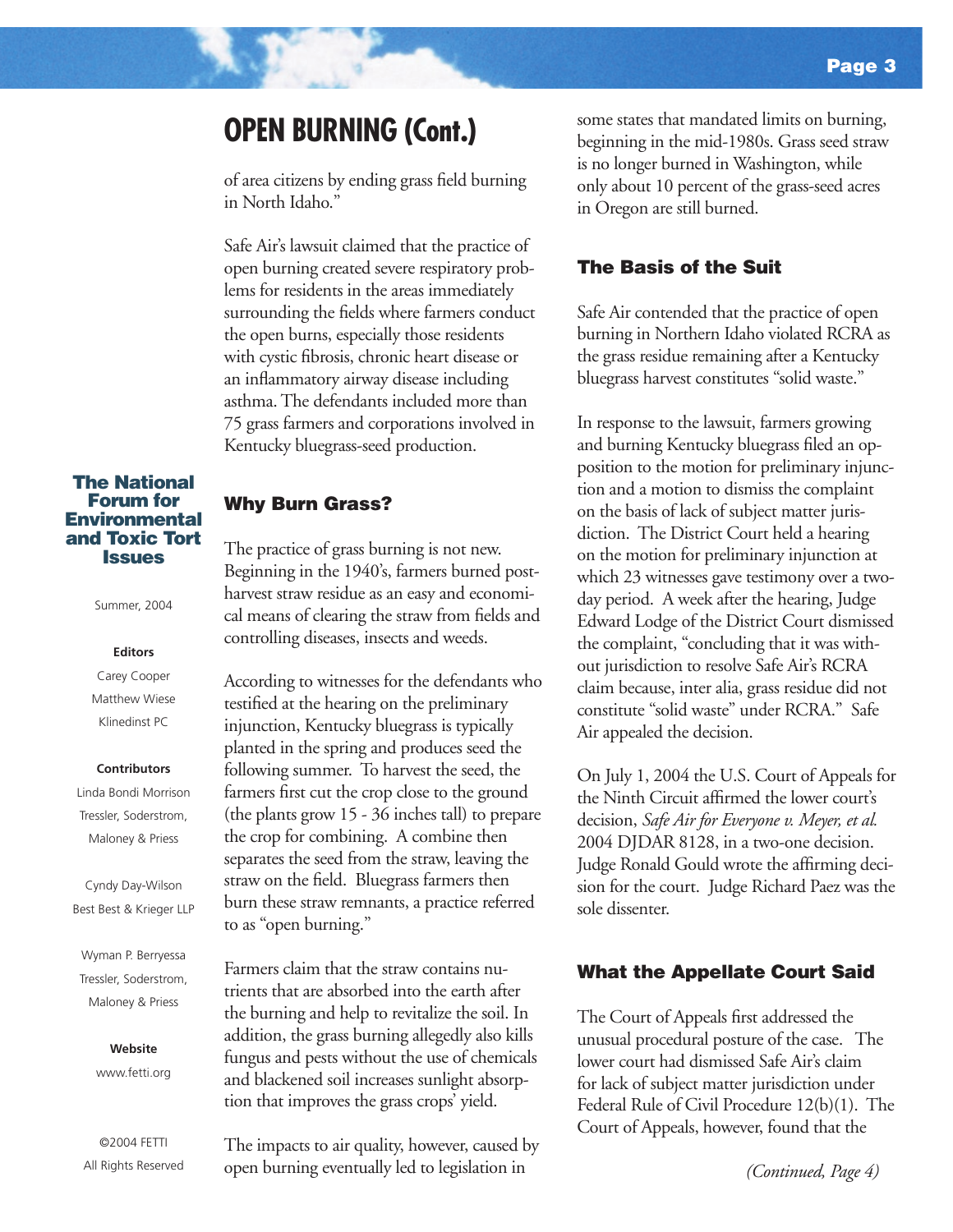## OPEN BURNING (Cont.)

of area citizens by ending grass field burning in North Idaho."

Safe Air's lawsuit claimed that the practice of open burning created severe respiratory problems for residents in the areas immediately surrounding the fields where farmers conduct the open burns, especially those residents with cystic fibrosis, chronic heart disease or an inflammatory airway disease including asthma. The defendants included more than 75 grass farmers and corporations involved in Kentucky bluegrass-seed production.

### Why Burn Grass?

The practice of grass burning is not new. Beginning in the 1940's, farmers burned post-harvest straw residue as an easy and economical means of clearing the straw from fields and controlling diseases, insects and weeds.

According to witnesses for the defendants who testified at the hearing on the preliminary injunction, Kentucky bluegrass is typically planted in the spring and produces seed the following summer. To harvest the seed, the farmers first cut the crop close to the ground (the plants grow 15 - 36 inches tall) to prepare the crop for combining. A combine then separates the seed from the straw, leaving the straw on the field. Bluegrass farmers then burn these straw remnants, a practice referred to as "open burning."

Farmers claim that the straw contains nutrients that are absorbed into the earth after the burning and help to revitalize the soil. In addition, the grass burning allegedly also kills fungus and pests without the use of chemicals and blackened soil increases sunlight absorption that improves the grass crops' yield.

The impacts to air quality, however, caused by open burning eventually led to legislation in some states that mandated limits on burning, beginning in the mid-1980s. Grass seed straw is no longer burned in Washington, while only about 10 percent of the grass-seed acres in Oregon are still burned.

### The Basis of the Suit

Safe Air contended that the practice of open burning in Northern Idaho violated RCRA as the grass residue remaining after a Kentucky bluegrass harvest constitutes "solid waste."

In response to the lawsuit, farmers growing and burning Kentucky bluegrass filed an opposition to the motion for preliminary injunction and a motion to dismiss the complaint on the basis of lack of subject matter jurisdiction. The District Court held a hearing on the motion for preliminary injunction at which 23 witnesses gave testimony over a two-day period. A week after the hearing, Judge Edward Lodge of the District Court dismissed the complaint, "concluding that it was without jurisdiction to resolve Safe Air's RCRA claim because, inter alia, grass residue did not constitute "solid waste" under RCRA." Safe Air appealed the decision.

On July 1, 2004 the U.S. Court of Appeals for the Ninth Circuit affirmed the lower court's decision, *Safe Air for Everyone v. Meyer, et al.* 2004 DJDAR 8128, in a two-one decision. Judge Ronald Gould wrote the affirming decision for the court. Judge Richard Paez was the sole dissenter.

### What the Appellate Court Said

The Court of Appeals first addressed the unusual procedural posture of the case. The lower court had dismissed Safe Air's claim for lack of subject matter jurisdiction under Federal Rule of Civil Procedure 12(b)(1). The Court of Appeals, however, found that the

*(Continued, Page 4)*

**The National Forum for Environmental and Toxic Tort Issues**

Summer, 2004

**Editors**

Carey Cooper
Matthew Wiese
Klinedinst PC

**Contributors**

Linda Bondi Morrison
Tressler, Soderstrom, Maloney & Priess

Cyndy Day-Wilson
Best Best & Krieger LLP

Wyman P. Berryessa
Tressler, Soderstrom, Maloney & Priess

**Website**

www.fetti.org

©2004 FETTI
All Rights Reserved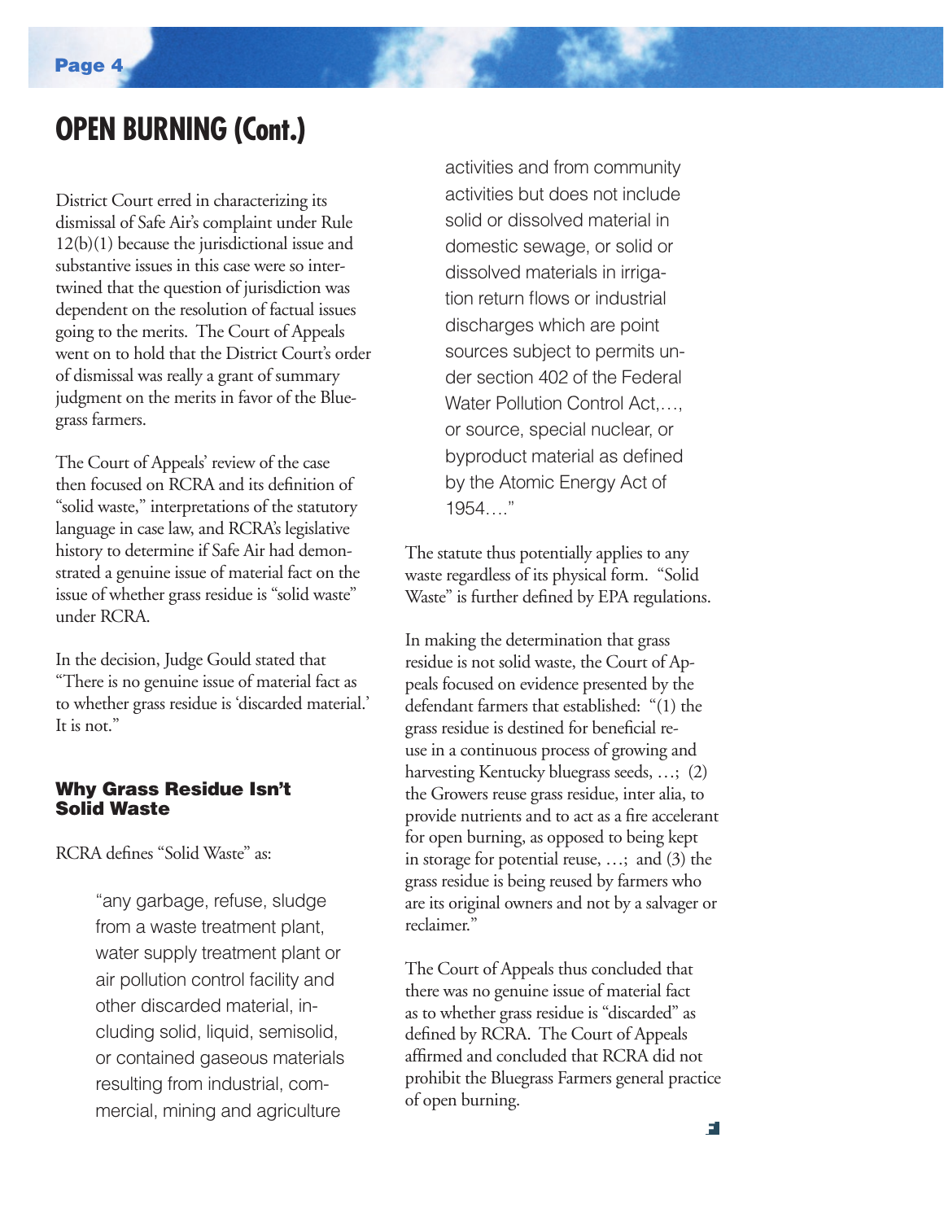## OPEN BURNING (Cont.)

District Court erred in characterizing its dismissal of Safe Air's complaint under Rule 12(b)(1) because the jurisdictional issue and substantive issues in this case were so intertwined that the question of jurisdiction was dependent on the resolution of factual issues going to the merits. The Court of Appeals went on to hold that the District Court's order of dismissal was really a grant of summary judgment on the merits in favor of the Bluegrass farmers.

The Court of Appeals' review of the case then focused on RCRA and its definition of "solid waste," interpretations of the statutory language in case law, and RCRA's legislative history to determine if Safe Air had demonstrated a genuine issue of material fact on the issue of whether grass residue is "solid waste" under RCRA.

In the decision, Judge Gould stated that "There is no genuine issue of material fact as to whether grass residue is 'discarded material.' It is not."

### Why Grass Residue Isn't Solid Waste

RCRA defines "Solid Waste" as:

> "any garbage, refuse, sludge from a waste treatment plant, water supply treatment plant or air pollution control facility and other discarded material, including solid, liquid, semisolid, or contained gaseous materials resulting from industrial, commercial, mining and agriculture activities and from community activities but does not include solid or dissolved material in domestic sewage, or solid or dissolved materials in irrigation return flows or industrial discharges which are point sources subject to permits under section 402 of the Federal Water Pollution Control Act,…, or source, special nuclear, or byproduct material as defined by the Atomic Energy Act of 1954…."

The statute thus potentially applies to any waste regardless of its physical form. "Solid Waste" is further defined by EPA regulations.

In making the determination that grass residue is not solid waste, the Court of Appeals focused on evidence presented by the defendant farmers that established: "(1) the grass residue is destined for beneficial reuse in a continuous process of growing and harvesting Kentucky bluegrass seeds, …; (2) the Growers reuse grass residue, inter alia, to provide nutrients and to act as a fire accelerant for open burning, as opposed to being kept in storage for potential reuse, …; and (3) the grass residue is being reused by farmers who are its original owners and not by a salvager or reclaimer."

The Court of Appeals thus concluded that there was no genuine issue of material fact as to whether grass residue is "discarded" as defined by RCRA. The Court of Appeals affirmed and concluded that RCRA did not prohibit the Bluegrass Farmers general practice of open burning.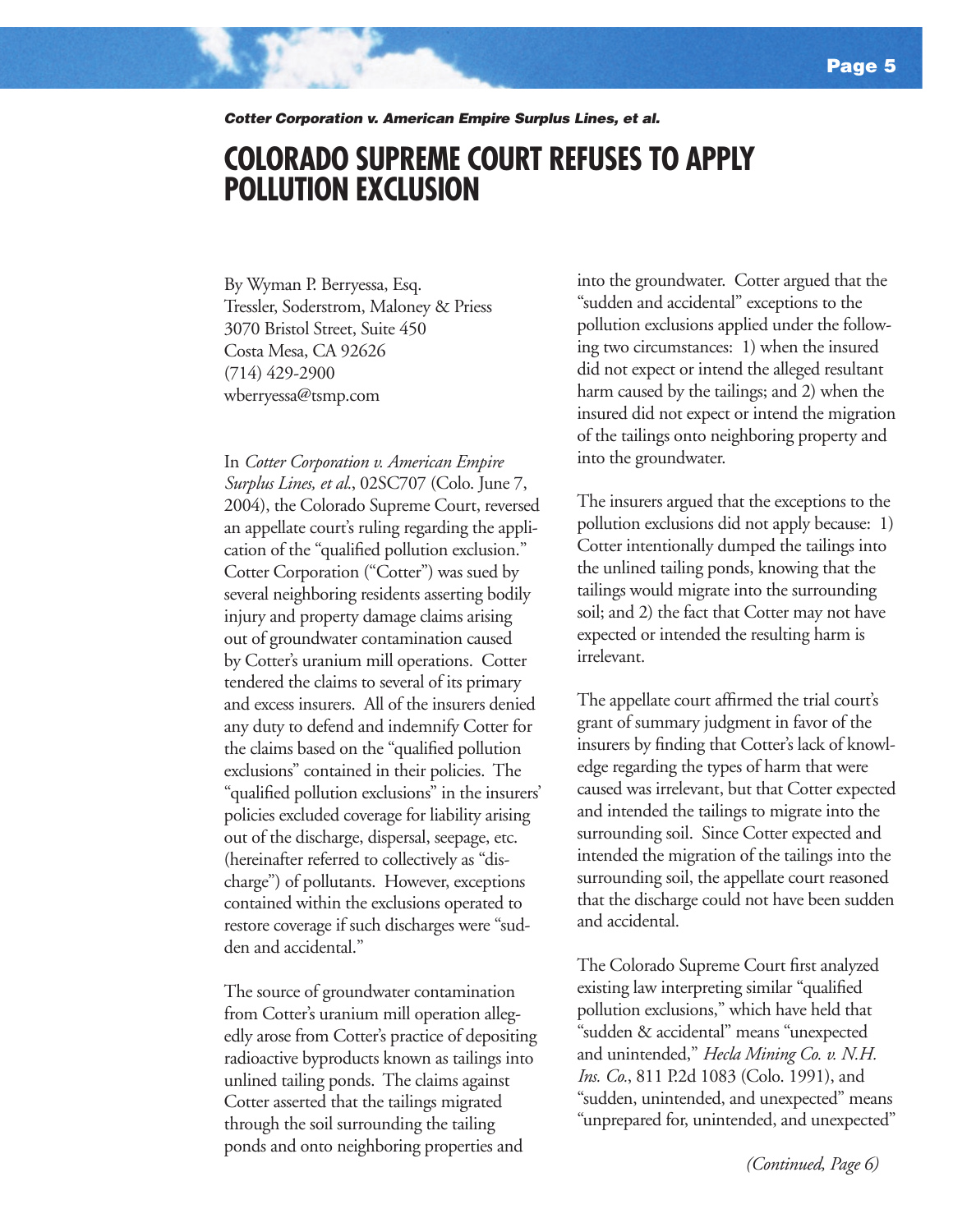*Cotter Corporation v. American Empire Surplus Lines, et al.*

# COLORADO SUPREME COURT REFUSES TO APPLY POLLUTION EXCLUSION

By Wyman P. Berryessa, Esq.
Tressler, Soderstrom, Maloney & Priess
3070 Bristol Street, Suite 450
Costa Mesa, CA 92626
(714) 429-2900
wberryessa@tsmp.com

In *Cotter Corporation v. American Empire Surplus Lines, et al.*, 02SC707 (Colo. June 7, 2004), the Colorado Supreme Court, reversed an appellate court's ruling regarding the application of the "qualified pollution exclusion." Cotter Corporation ("Cotter") was sued by several neighboring residents asserting bodily injury and property damage claims arising out of groundwater contamination caused by Cotter's uranium mill operations. Cotter tendered the claims to several of its primary and excess insurers. All of the insurers denied any duty to defend and indemnify Cotter for the claims based on the "qualified pollution exclusions" contained in their policies. The "qualified pollution exclusions" in the insurers' policies excluded coverage for liability arising out of the discharge, dispersal, seepage, etc. (hereinafter referred to collectively as "discharge") of pollutants. However, exceptions contained within the exclusions operated to restore coverage if such discharges were "sudden and accidental."

The source of groundwater contamination from Cotter's uranium mill operation allegedly arose from Cotter's practice of depositing radioactive byproducts known as tailings into unlined tailing ponds. The claims against Cotter asserted that the tailings migrated through the soil surrounding the tailing ponds and onto neighboring properties and into the groundwater. Cotter argued that the "sudden and accidental" exceptions to the pollution exclusions applied under the following two circumstances: 1) when the insured did not expect or intend the alleged resultant harm caused by the tailings; and 2) when the insured did not expect or intend the migration of the tailings onto neighboring property and into the groundwater.

The insurers argued that the exceptions to the pollution exclusions did not apply because: 1) Cotter intentionally dumped the tailings into the unlined tailing ponds, knowing that the tailings would migrate into the surrounding soil; and 2) the fact that Cotter may not have expected or intended the resulting harm is irrelevant.

The appellate court affirmed the trial court's grant of summary judgment in favor of the insurers by finding that Cotter's lack of knowledge regarding the types of harm that were caused was irrelevant, but that Cotter expected and intended the tailings to migrate into the surrounding soil. Since Cotter expected and intended the migration of the tailings into the surrounding soil, the appellate court reasoned that the discharge could not have been sudden and accidental.

The Colorado Supreme Court first analyzed existing law interpreting similar "qualified pollution exclusions," which have held that "sudden & accidental" means "unexpected and unintended," *Hecla Mining Co. v. N.H. Ins. Co.*, 811 P.2d 1083 (Colo. 1991), and "sudden, unintended, and unexpected" means "unprepared for, unintended, and unexpected"

*(Continued, Page 6)*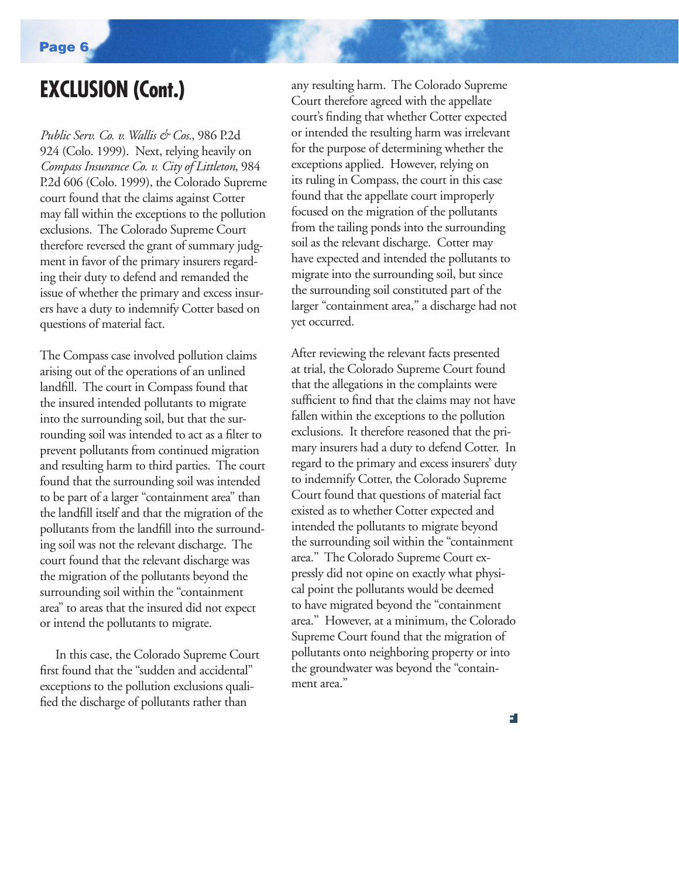## EXCLUSION (Cont.)

*Public Serv. Co. v. Wallis & Cos.*, 986 P.2d 924 (Colo. 1999). Next, relying heavily on *Compass Insurance Co. v. City of Littleton*, 984 P.2d 606 (Colo. 1999), the Colorado Supreme court found that the claims against Cotter may fall within the exceptions to the pollution exclusions. The Colorado Supreme Court therefore reversed the grant of summary judgment in favor of the primary insurers regarding their duty to defend and remanded the issue of whether the primary and excess insurers have a duty to indemnify Cotter based on questions of material fact.

The Compass case involved pollution claims arising out of the operations of an unlined landfill. The court in Compass found that the insured intended pollutants to migrate into the surrounding soil, but that the surrounding soil was intended to act as a filter to prevent pollutants from continued migration and resulting harm to third parties. The court found that the surrounding soil was intended to be part of a larger "containment area" than the landfill itself and that the migration of the pollutants from the landfill into the surrounding soil was not the relevant discharge. The court found that the relevant discharge was the migration of the pollutants beyond the surrounding soil within the "containment area" to areas that the insured did not expect or intend the pollutants to migrate.

In this case, the Colorado Supreme Court first found that the "sudden and accidental" exceptions to the pollution exclusions qualified the discharge of pollutants rather than any resulting harm. The Colorado Supreme Court therefore agreed with the appellate court's finding that whether Cotter expected or intended the resulting harm was irrelevant for the purpose of determining whether the exceptions applied. However, relying on its ruling in Compass, the court in this case found that the appellate court improperly focused on the migration of the pollutants from the tailing ponds into the surrounding soil as the relevant discharge. Cotter may have expected and intended the pollutants to migrate into the surrounding soil, but since the surrounding soil constituted part of the larger "containment area," a discharge had not yet occurred.

After reviewing the relevant facts presented at trial, the Colorado Supreme Court found that the allegations in the complaints were sufficient to find that the claims may not have fallen within the exceptions to the pollution exclusions. It therefore reasoned that the primary insurers had a duty to defend Cotter. In regard to the primary and excess insurers' duty to indemnify Cotter, the Colorado Supreme Court found that questions of material fact existed as to whether Cotter expected and intended the pollutants to migrate beyond the surrounding soil within the "containment area." The Colorado Supreme Court expressly did not opine on exactly what physical point the pollutants would be deemed to have migrated beyond the "containment area." However, at a minimum, the Colorado Supreme Court found that the migration of pollutants onto neighboring property or into the groundwater was beyond the "containment area."